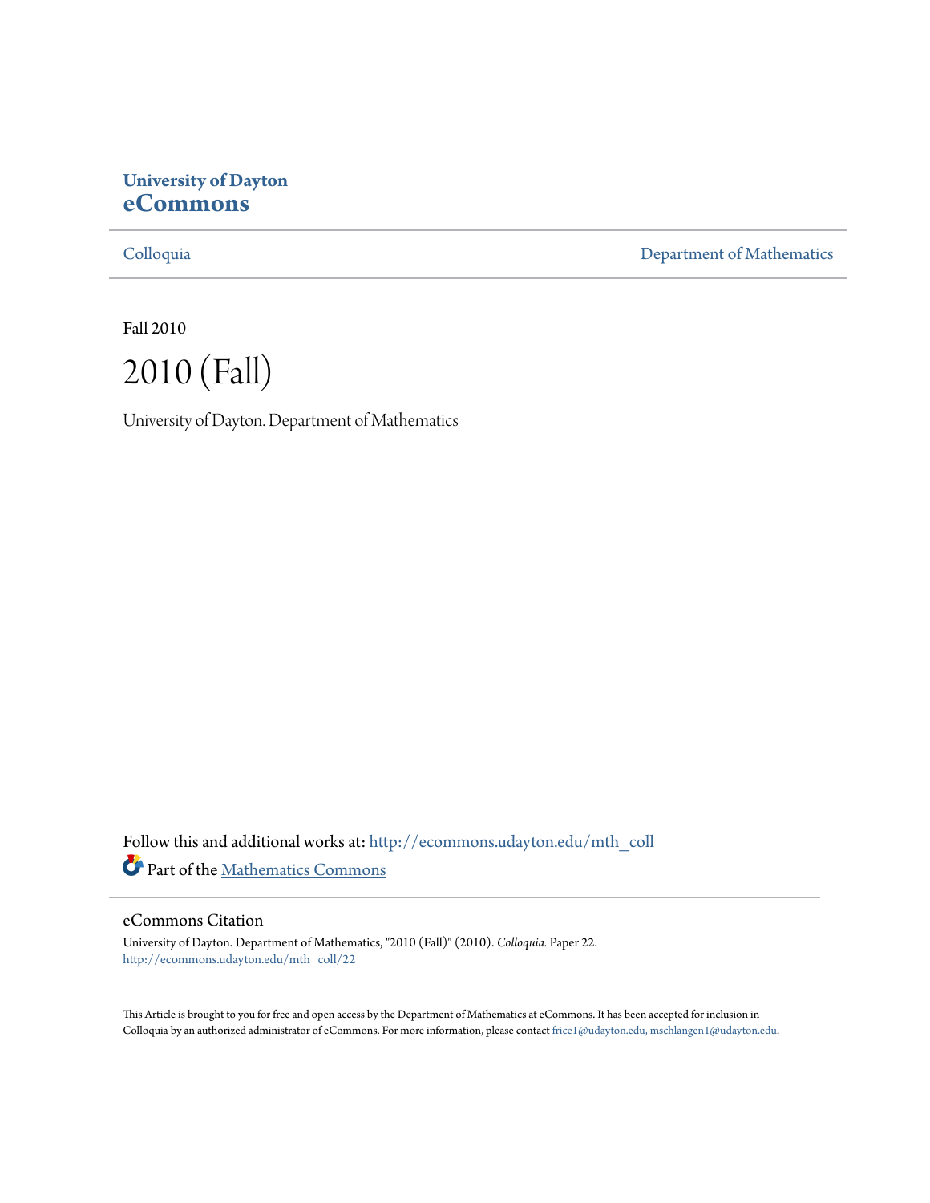**University of Dayton**
**eCommons**

Colloquia | Department of Mathematics

Fall 2010

# 2010 (Fall)

University of Dayton. Department of Mathematics

Follow this and additional works at: http://ecommons.udayton.edu/mth_coll

Part of the Mathematics Commons

## eCommons Citation

University of Dayton. Department of Mathematics, "2010 (Fall)" (2010). *Colloquia.* Paper 22.
http://ecommons.udayton.edu/mth_coll/22

This Article is brought to you for free and open access by the Department of Mathematics at eCommons. It has been accepted for inclusion in Colloquia by an authorized administrator of eCommons. For more information, please contact frice1@udayton.edu, mschlangen1@udayton.edu.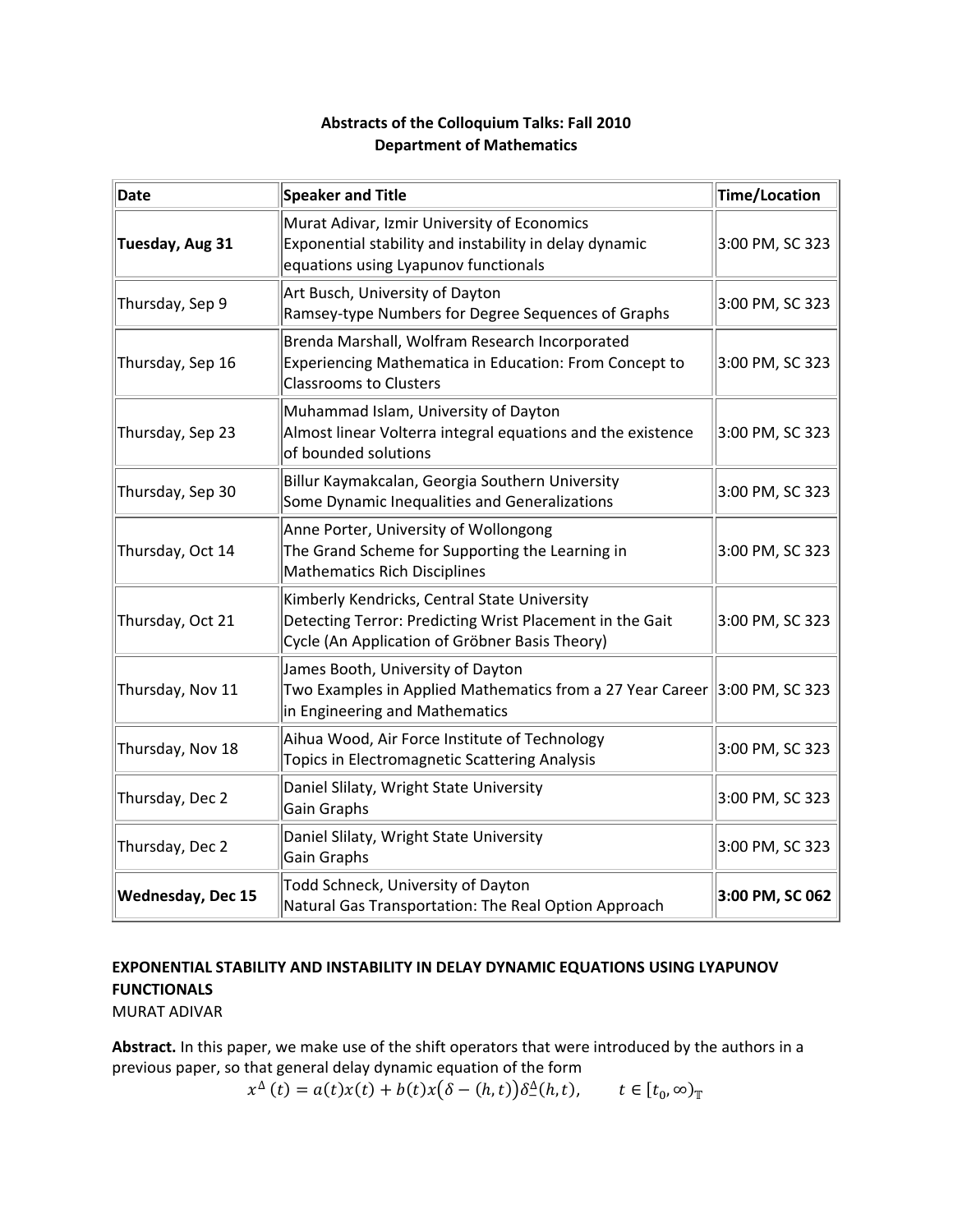**Abstracts of the Colloquium Talks: Fall 2010**
**Department of Mathematics**

| Date | Speaker and Title | Time/Location |
|---|---|---|
| **Tuesday, Aug 31** | Murat Adivar, Izmir University of Economics<br>Exponential stability and instability in delay dynamic equations using Lyapunov functionals | 3:00 PM, SC 323 |
| Thursday, Sep 9 | Art Busch, University of Dayton<br>Ramsey-type Numbers for Degree Sequences of Graphs | 3:00 PM, SC 323 |
| Thursday, Sep 16 | Brenda Marshall, Wolfram Research Incorporated<br>Experiencing Mathematica in Education: From Concept to Classrooms to Clusters | 3:00 PM, SC 323 |
| Thursday, Sep 23 | Muhammad Islam, University of Dayton<br>Almost linear Volterra integral equations and the existence of bounded solutions | 3:00 PM, SC 323 |
| Thursday, Sep 30 | Billur Kaymakcalan, Georgia Southern University<br>Some Dynamic Inequalities and Generalizations | 3:00 PM, SC 323 |
| Thursday, Oct 14 | Anne Porter, University of Wollongong<br>The Grand Scheme for Supporting the Learning in Mathematics Rich Disciplines | 3:00 PM, SC 323 |
| Thursday, Oct 21 | Kimberly Kendricks, Central State University<br>Detecting Terror: Predicting Wrist Placement in the Gait Cycle (An Application of Gröbner Basis Theory) | 3:00 PM, SC 323 |
| Thursday, Nov 11 | James Booth, University of Dayton<br>Two Examples in Applied Mathematics from a 27 Year Career in Engineering and Mathematics | 3:00 PM, SC 323 |
| Thursday, Nov 18 | Aihua Wood, Air Force Institute of Technology<br>Topics in Electromagnetic Scattering Analysis | 3:00 PM, SC 323 |
| Thursday, Dec 2 | Daniel Slilaty, Wright State University<br>Gain Graphs | 3:00 PM, SC 323 |
| Thursday, Dec 2 | Daniel Slilaty, Wright State University<br>Gain Graphs | 3:00 PM, SC 323 |
| **Wednesday, Dec 15** | Todd Schneck, University of Dayton<br>Natural Gas Transportation: The Real Option Approach | **3:00 PM, SC 062** |

**EXPONENTIAL STABILITY AND INSTABILITY IN DELAY DYNAMIC EQUATIONS USING LYAPUNOV FUNCTIONALS**
MURAT ADIVAR

**Abstract.** In this paper, we make use of the shift operators that were introduced by the authors in a previous paper, so that general delay dynamic equation of the form

$$x^{\Delta}(t) = a(t)x(t) + b(t)x\big(\delta - (h,t)\big)\delta_{-}^{\Delta}(h,t), \qquad t \in [t_0, \infty)_{\mathbb{T}}$$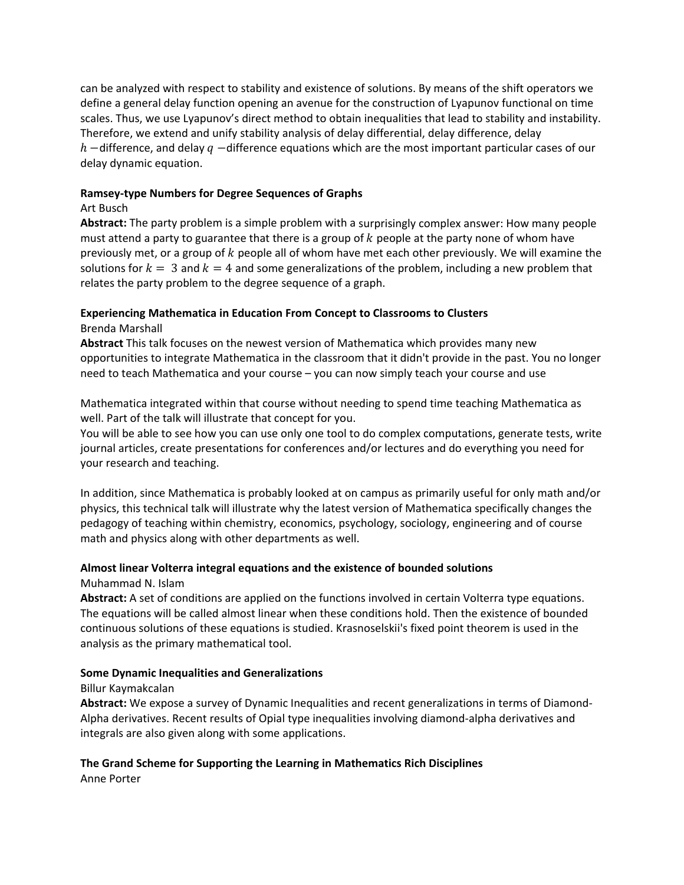can be analyzed with respect to stability and existence of solutions. By means of the shift operators we define a general delay function opening an avenue for the construction of Lyapunov functional on time scales. Thus, we use Lyapunov's direct method to obtain inequalities that lead to stability and instability. Therefore, we extend and unify stability analysis of delay differential, delay difference, delay $h$ −difference, and delay $q$ −difference equations which are the most important particular cases of our delay dynamic equation.

**Ramsey-type Numbers for Degree Sequences of Graphs**

Art Busch

**Abstract:** The party problem is a simple problem with a surprisingly complex answer: How many people must attend a party to guarantee that there is a group of $k$ people at the party none of whom have previously met, or a group of $k$ people all of whom have met each other previously. We will examine the solutions for $k = 3$ and $k = 4$ and some generalizations of the problem, including a new problem that relates the party problem to the degree sequence of a graph.

**Experiencing Mathematica in Education From Concept to Classrooms to Clusters**

Brenda Marshall

**Abstract** This talk focuses on the newest version of Mathematica which provides many new opportunities to integrate Mathematica in the classroom that it didn't provide in the past. You no longer need to teach Mathematica and your course – you can now simply teach your course and use

Mathematica integrated within that course without needing to spend time teaching Mathematica as well. Part of the talk will illustrate that concept for you.

You will be able to see how you can use only one tool to do complex computations, generate tests, write journal articles, create presentations for conferences and/or lectures and do everything you need for your research and teaching.

In addition, since Mathematica is probably looked at on campus as primarily useful for only math and/or physics, this technical talk will illustrate why the latest version of Mathematica specifically changes the pedagogy of teaching within chemistry, economics, psychology, sociology, engineering and of course math and physics along with other departments as well.

**Almost linear Volterra integral equations and the existence of bounded solutions**

Muhammad N. Islam

**Abstract:** A set of conditions are applied on the functions involved in certain Volterra type equations. The equations will be called almost linear when these conditions hold. Then the existence of bounded continuous solutions of these equations is studied. Krasnoselskii's fixed point theorem is used in the analysis as the primary mathematical tool.

**Some Dynamic Inequalities and Generalizations**

Billur Kaymakcalan

**Abstract:** We expose a survey of Dynamic Inequalities and recent generalizations in terms of Diamond-Alpha derivatives. Recent results of Opial type inequalities involving diamond-alpha derivatives and integrals are also given along with some applications.

**The Grand Scheme for Supporting the Learning in Mathematics Rich Disciplines**

Anne Porter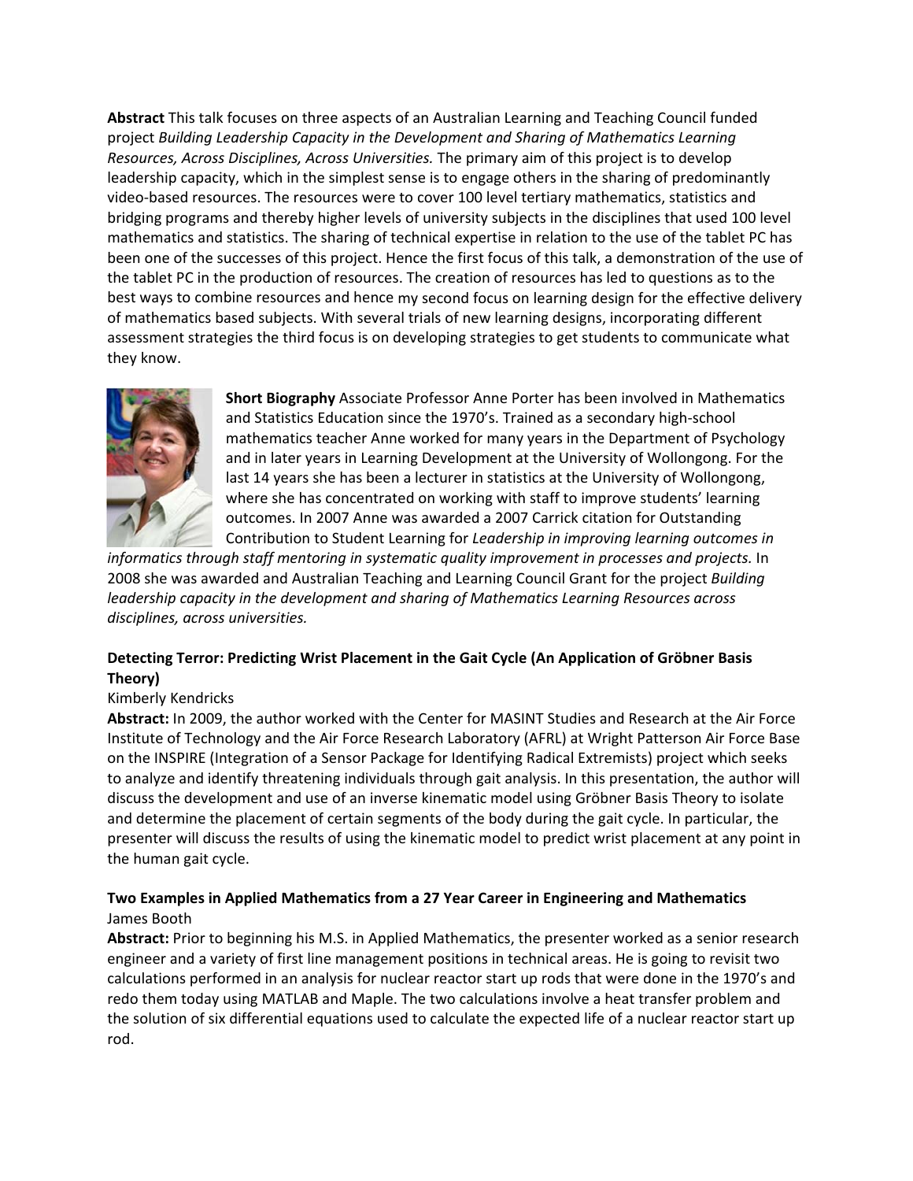**Abstract** This talk focuses on three aspects of an Australian Learning and Teaching Council funded project *Building Leadership Capacity in the Development and Sharing of Mathematics Learning Resources, Across Disciplines, Across Universities.* The primary aim of this project is to develop leadership capacity, which in the simplest sense is to engage others in the sharing of predominantly video-based resources. The resources were to cover 100 level tertiary mathematics, statistics and bridging programs and thereby higher levels of university subjects in the disciplines that used 100 level mathematics and statistics. The sharing of technical expertise in relation to the use of the tablet PC has been one of the successes of this project. Hence the first focus of this talk, a demonstration of the use of the tablet PC in the production of resources. The creation of resources has led to questions as to the best ways to combine resources and hence my second focus on learning design for the effective delivery of mathematics based subjects. With several trials of new learning designs, incorporating different assessment strategies the third focus is on developing strategies to get students to communicate what they know.

**Short Biography** Associate Professor Anne Porter has been involved in Mathematics and Statistics Education since the 1970's. Trained as a secondary high-school mathematics teacher Anne worked for many years in the Department of Psychology and in later years in Learning Development at the University of Wollongong. For the last 14 years she has been a lecturer in statistics at the University of Wollongong, where she has concentrated on working with staff to improve students' learning outcomes. In 2007 Anne was awarded a 2007 Carrick citation for Outstanding Contribution to Student Learning for *Leadership in improving learning outcomes in informatics through staff mentoring in systematic quality improvement in processes and projects.* In 2008 she was awarded and Australian Teaching and Learning Council Grant for the project *Building leadership capacity in the development and sharing of Mathematics Learning Resources across disciplines, across universities.*

**Detecting Terror: Predicting Wrist Placement in the Gait Cycle (An Application of Gröbner Basis Theory)**

Kimberly Kendricks

**Abstract:** In 2009, the author worked with the Center for MASINT Studies and Research at the Air Force Institute of Technology and the Air Force Research Laboratory (AFRL) at Wright Patterson Air Force Base on the INSPIRE (Integration of a Sensor Package for Identifying Radical Extremists) project which seeks to analyze and identify threatening individuals through gait analysis. In this presentation, the author will discuss the development and use of an inverse kinematic model using Gröbner Basis Theory to isolate and determine the placement of certain segments of the body during the gait cycle. In particular, the presenter will discuss the results of using the kinematic model to predict wrist placement at any point in the human gait cycle.

**Two Examples in Applied Mathematics from a 27 Year Career in Engineering and Mathematics**

James Booth

**Abstract:** Prior to beginning his M.S. in Applied Mathematics, the presenter worked as a senior research engineer and a variety of first line management positions in technical areas. He is going to revisit two calculations performed in an analysis for nuclear reactor start up rods that were done in the 1970's and redo them today using MATLAB and Maple. The two calculations involve a heat transfer problem and the solution of six differential equations used to calculate the expected life of a nuclear reactor start up rod.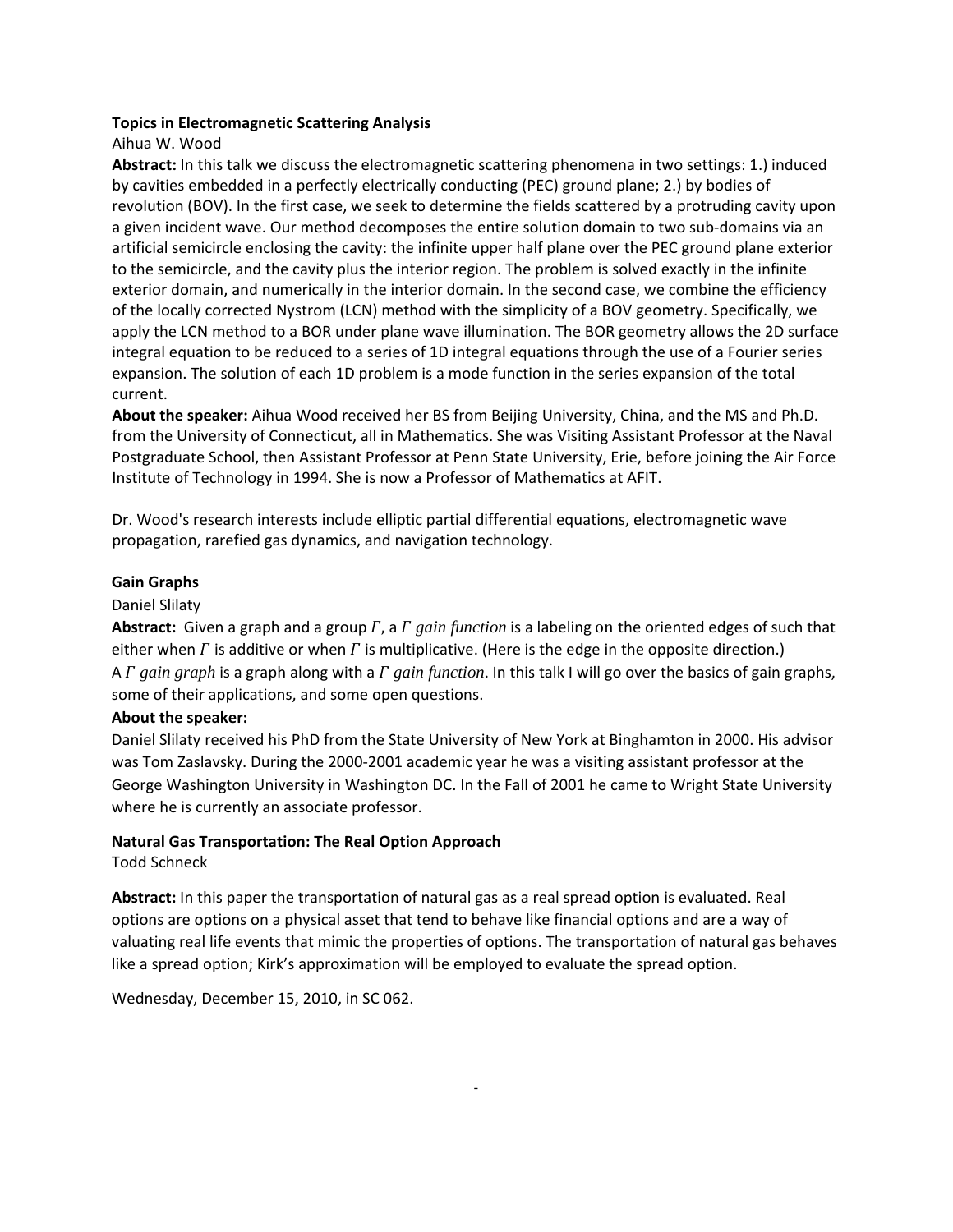**Topics in Electromagnetic Scattering Analysis**

Aihua W. Wood

**Abstract:** In this talk we discuss the electromagnetic scattering phenomena in two settings: 1.) induced by cavities embedded in a perfectly electrically conducting (PEC) ground plane; 2.) by bodies of revolution (BOV). In the first case, we seek to determine the fields scattered by a protruding cavity upon a given incident wave. Our method decomposes the entire solution domain to two sub-domains via an artificial semicircle enclosing the cavity: the infinite upper half plane over the PEC ground plane exterior to the semicircle, and the cavity plus the interior region. The problem is solved exactly in the infinite exterior domain, and numerically in the interior domain. In the second case, we combine the efficiency of the locally corrected Nystrom (LCN) method with the simplicity of a BOV geometry. Specifically, we apply the LCN method to a BOR under plane wave illumination. The BOR geometry allows the 2D surface integral equation to be reduced to a series of 1D integral equations through the use of a Fourier series expansion. The solution of each 1D problem is a mode function in the series expansion of the total current.

**About the speaker:** Aihua Wood received her BS from Beijing University, China, and the MS and Ph.D. from the University of Connecticut, all in Mathematics. She was Visiting Assistant Professor at the Naval Postgraduate School, then Assistant Professor at Penn State University, Erie, before joining the Air Force Institute of Technology in 1994. She is now a Professor of Mathematics at AFIT.

Dr. Wood's research interests include elliptic partial differential equations, electromagnetic wave propagation, rarefied gas dynamics, and navigation technology.

**Gain Graphs**

Daniel Slilaty

**Abstract:** Given a graph and a group $\Gamma$, a $\Gamma$ *gain function* is a labeling on the oriented edges of such that either when $\Gamma$ is additive or when $\Gamma$ is multiplicative. (Here is the edge in the opposite direction.) A $\Gamma$ *gain graph* is a graph along with a $\Gamma$ *gain function*. In this talk I will go over the basics of gain graphs, some of their applications, and some open questions.

**About the speaker:**

Daniel Slilaty received his PhD from the State University of New York at Binghamton in 2000. His advisor was Tom Zaslavsky. During the 2000-2001 academic year he was a visiting assistant professor at the George Washington University in Washington DC. In the Fall of 2001 he came to Wright State University where he is currently an associate professor.

**Natural Gas Transportation: The Real Option Approach**

Todd Schneck

**Abstract:** In this paper the transportation of natural gas as a real spread option is evaluated. Real options are options on a physical asset that tend to behave like financial options and are a way of valuating real life events that mimic the properties of options. The transportation of natural gas behaves like a spread option; Kirk's approximation will be employed to evaluate the spread option.

Wednesday, December 15, 2010, in SC 062.